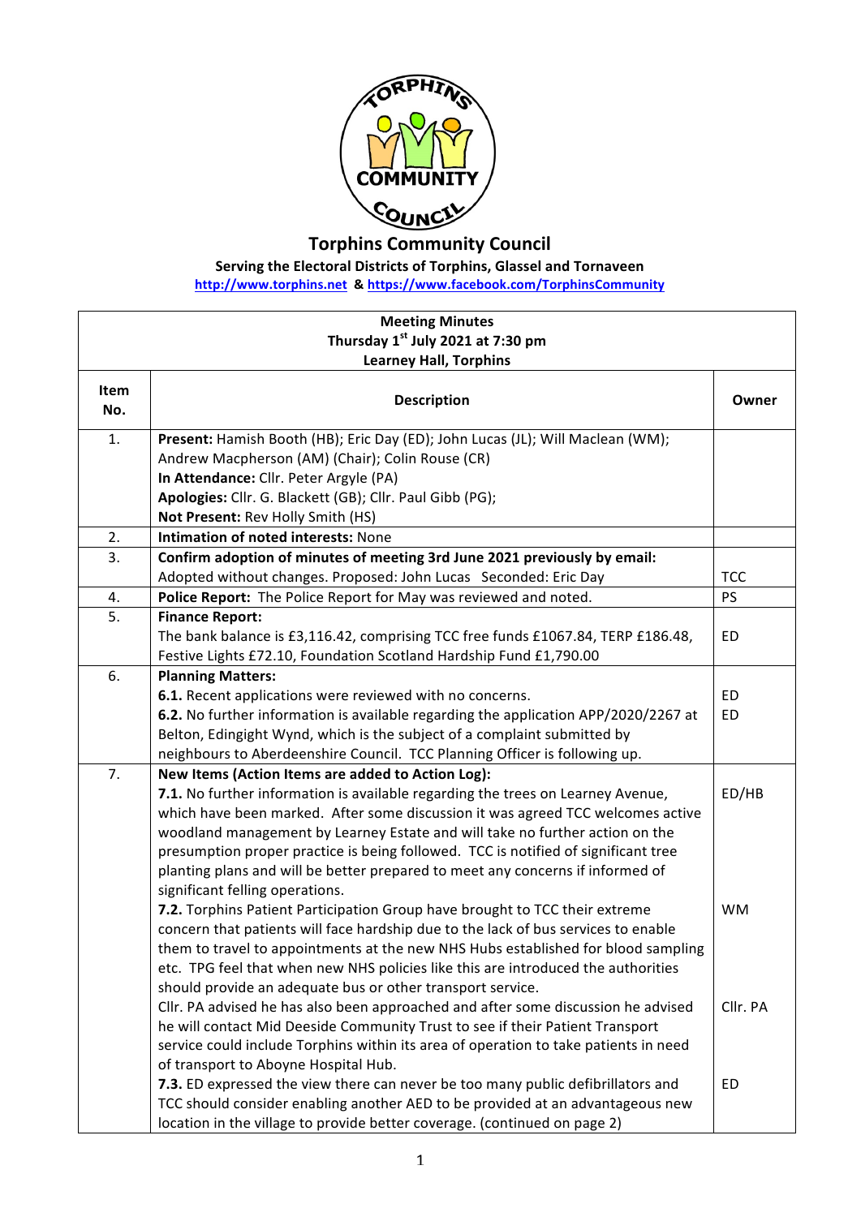# Torphins Community Council

**Serving the Electoral Districts of Torphins, Glassel and Tornaveen**

http://www.torphins.net & https://www.facebook.com/TorphinsCommunity

**Meeting Minutes**
**Thursday 1st July 2021 at 7:30 pm**
**Learney Hall, Torphins**

| Item No. | Description | Owner |
|---|---|---|
| 1. | **Present:** Hamish Booth (HB); Eric Day (ED); John Lucas (JL); Will Maclean (WM); Andrew Macpherson (AM) (Chair); Colin Rouse (CR)<br>**In Attendance:** Cllr. Peter Argyle (PA)<br>**Apologies:** Cllr. G. Blackett (GB); Cllr. Paul Gibb (PG);<br>**Not Present:** Rev Holly Smith (HS) | |
| 2. | **Intimation of noted interests:** None | |
| 3. | **Confirm adoption of minutes of meeting 3rd June 2021 previously by email:**<br>Adopted without changes. Proposed: John Lucas Seconded: Eric Day | TCC |
| 4. | **Police Report:** The Police Report for May was reviewed and noted. | PS |
| 5. | **Finance Report:**<br>The bank balance is £3,116.42, comprising TCC free funds £1067.84, TERP £186.48, Festive Lights £72.10, Foundation Scotland Hardship Fund £1,790.00 | ED |
| 6. | **Planning Matters:**<br>**6.1.** Recent applications were reviewed with no concerns.<br>**6.2.** No further information is available regarding the application APP/2020/2267 at Belton, Edingight Wynd, which is the subject of a complaint submitted by neighbours to Aberdeenshire Council. TCC Planning Officer is following up. | ED<br>ED |
| 7. | **New Items (Action Items are added to Action Log):**<br>**7.1.** No further information is available regarding the trees on Learney Avenue, which have been marked. After some discussion it was agreed TCC welcomes active woodland management by Learney Estate and will take no further action on the presumption proper practice is being followed. TCC is notified of significant tree planting plans and will be better prepared to meet any concerns if informed of significant felling operations.<br>**7.2.** Torphins Patient Participation Group have brought to TCC their extreme concern that patients will face hardship due to the lack of bus services to enable them to travel to appointments at the new NHS Hubs established for blood sampling etc. TPG feel that when new NHS policies like this are introduced the authorities should provide an adequate bus or other transport service.<br>Cllr. PA advised he has also been approached and after some discussion he advised he will contact Mid Deeside Community Trust to see if their Patient Transport service could include Torphins within its area of operation to take patients in need of transport to Aboyne Hospital Hub.<br>**7.3.** ED expressed the view there can never be too many public defibrillators and TCC should consider enabling another AED to be provided at an advantageous new location in the village to provide better coverage. (continued on page 2) | ED/HB<br><br><br><br><br>WM<br><br><br>Cllr. PA<br><br>ED |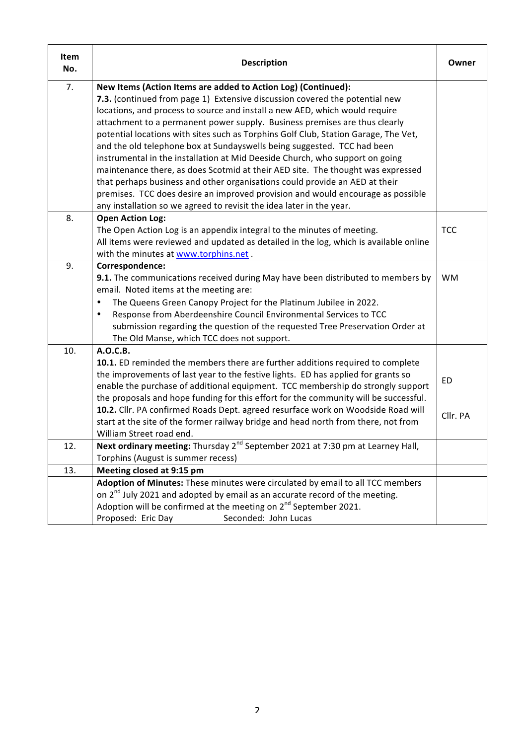| Item No. | Description | Owner |
|---|---|---|
| 7. | **New Items (Action Items are added to Action Log) (Continued):**<br>**7.3.** (continued from page 1) Extensive discussion covered the potential new locations, and process to source and install a new AED, which would require attachment to a permanent power supply. Business premises are thus clearly potential locations with sites such as Torphins Golf Club, Station Garage, The Vet, and the old telephone box at Sundayswells being suggested. TCC had been instrumental in the installation at Mid Deeside Church, who support on going maintenance there, as does Scotmid at their AED site. The thought was expressed that perhaps business and other organisations could provide an AED at their premises. TCC does desire an improved provision and would encourage as possible any installation so we agreed to revisit the idea later in the year. | |
| 8. | **Open Action Log:**<br>The Open Action Log is an appendix integral to the minutes of meeting.<br>All items were reviewed and updated as detailed in the log, which is available online with the minutes at www.torphins.net . | TCC |
| 9. | **Correspondence:**<br>**9.1.** The communications received during May have been distributed to members by email. Noted items at the meeting are:<br>• The Queens Green Canopy Project for the Platinum Jubilee in 2022.<br>• Response from Aberdeenshire Council Environmental Services to TCC submission regarding the question of the requested Tree Preservation Order at The Old Manse, which TCC does not support. | WM |
| 10. | **A.O.C.B.**<br>**10.1.** ED reminded the members there are further additions required to complete the improvements of last year to the festive lights. ED has applied for grants so enable the purchase of additional equipment. TCC membership do strongly support the proposals and hope funding for this effort for the community will be successful.<br>**10.2.** Cllr. PA confirmed Roads Dept. agreed resurface work on Woodside Road will start at the site of the former railway bridge and head north from there, not from William Street road end. | ED<br><br>Cllr. PA |
| 12. | **Next ordinary meeting:** Thursday 2nd September 2021 at 7:30 pm at Learney Hall, Torphins (August is summer recess) | |
| 13. | **Meeting closed at 9:15 pm** | |
| | **Adoption of Minutes:** These minutes were circulated by email to all TCC members on 2nd July 2021 and adopted by email as an accurate record of the meeting. Adoption will be confirmed at the meeting on 2nd September 2021.<br>Proposed: Eric Day Seconded: John Lucas | |